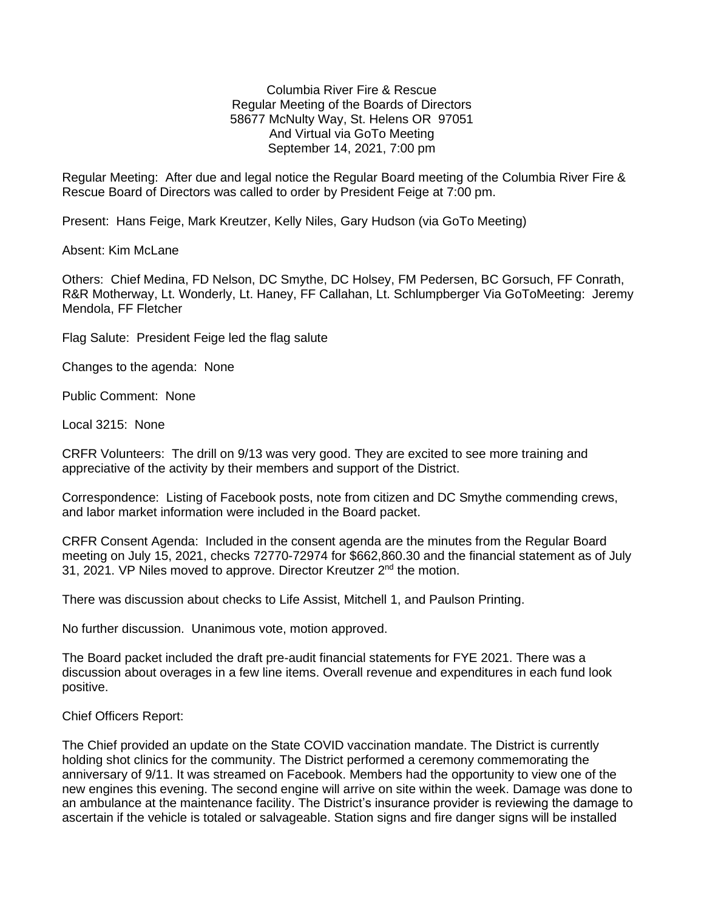Columbia River Fire & Rescue
Regular Meeting of the Boards of Directors
58677 McNulty Way, St. Helens OR 97051
And Virtual via GoTo Meeting
September 14, 2021, 7:00 pm

Regular Meeting: After due and legal notice the Regular Board meeting of the Columbia River Fire & Rescue Board of Directors was called to order by President Feige at 7:00 pm.

Present: Hans Feige, Mark Kreutzer, Kelly Niles, Gary Hudson (via GoTo Meeting)

Absent: Kim McLane

Others: Chief Medina, FD Nelson, DC Smythe, DC Holsey, FM Pedersen, BC Gorsuch, FF Conrath, R&R Motherway, Lt. Wonderly, Lt. Haney, FF Callahan, Lt. Schlumpberger Via GoToMeeting: Jeremy Mendola, FF Fletcher

Flag Salute: President Feige led the flag salute

Changes to the agenda: None

Public Comment: None

Local 3215: None

CRFR Volunteers: The drill on 9/13 was very good. They are excited to see more training and appreciative of the activity by their members and support of the District.

Correspondence: Listing of Facebook posts, note from citizen and DC Smythe commending crews, and labor market information were included in the Board packet.

CRFR Consent Agenda: Included in the consent agenda are the minutes from the Regular Board meeting on July 15, 2021, checks 72770-72974 for $662,860.30 and the financial statement as of July 31, 2021. VP Niles moved to approve. Director Kreutzer 2nd the motion.

There was discussion about checks to Life Assist, Mitchell 1, and Paulson Printing.

No further discussion. Unanimous vote, motion approved.

The Board packet included the draft pre-audit financial statements for FYE 2021. There was a discussion about overages in a few line items. Overall revenue and expenditures in each fund look positive.

Chief Officers Report:

The Chief provided an update on the State COVID vaccination mandate. The District is currently holding shot clinics for the community. The District performed a ceremony commemorating the anniversary of 9/11. It was streamed on Facebook. Members had the opportunity to view one of the new engines this evening. The second engine will arrive on site within the week. Damage was done to an ambulance at the maintenance facility. The District's insurance provider is reviewing the damage to ascertain if the vehicle is totaled or salvageable. Station signs and fire danger signs will be installed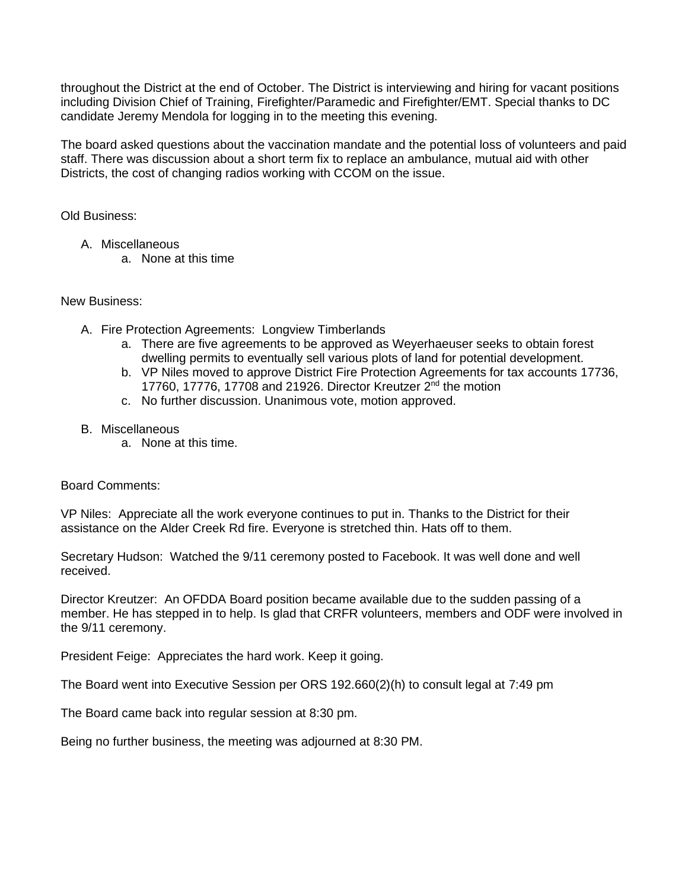throughout the District at the end of October. The District is interviewing and hiring for vacant positions including Division Chief of Training, Firefighter/Paramedic and Firefighter/EMT. Special thanks to DC candidate Jeremy Mendola for logging in to the meeting this evening.

The board asked questions about the vaccination mandate and the potential loss of volunteers and paid staff. There was discussion about a short term fix to replace an ambulance, mutual aid with other Districts, the cost of changing radios working with CCOM on the issue.

Old Business:

A. Miscellaneous
   a. None at this time

New Business:

A. Fire Protection Agreements: Longview Timberlands
   a. There are five agreements to be approved as Weyerhaeuser seeks to obtain forest dwelling permits to eventually sell various plots of land for potential development.
   b. VP Niles moved to approve District Fire Protection Agreements for tax accounts 17736, 17760, 17776, 17708 and 21926. Director Kreutzer 2nd the motion
   c. No further discussion. Unanimous vote, motion approved.

B. Miscellaneous
   a. None at this time.

Board Comments:

VP Niles: Appreciate all the work everyone continues to put in. Thanks to the District for their assistance on the Alder Creek Rd fire. Everyone is stretched thin. Hats off to them.

Secretary Hudson: Watched the 9/11 ceremony posted to Facebook. It was well done and well received.

Director Kreutzer: An OFDDA Board position became available due to the sudden passing of a member. He has stepped in to help. Is glad that CRFR volunteers, members and ODF were involved in the 9/11 ceremony.

President Feige: Appreciates the hard work. Keep it going.

The Board went into Executive Session per ORS 192.660(2)(h) to consult legal at 7:49 pm

The Board came back into regular session at 8:30 pm.

Being no further business, the meeting was adjourned at 8:30 PM.